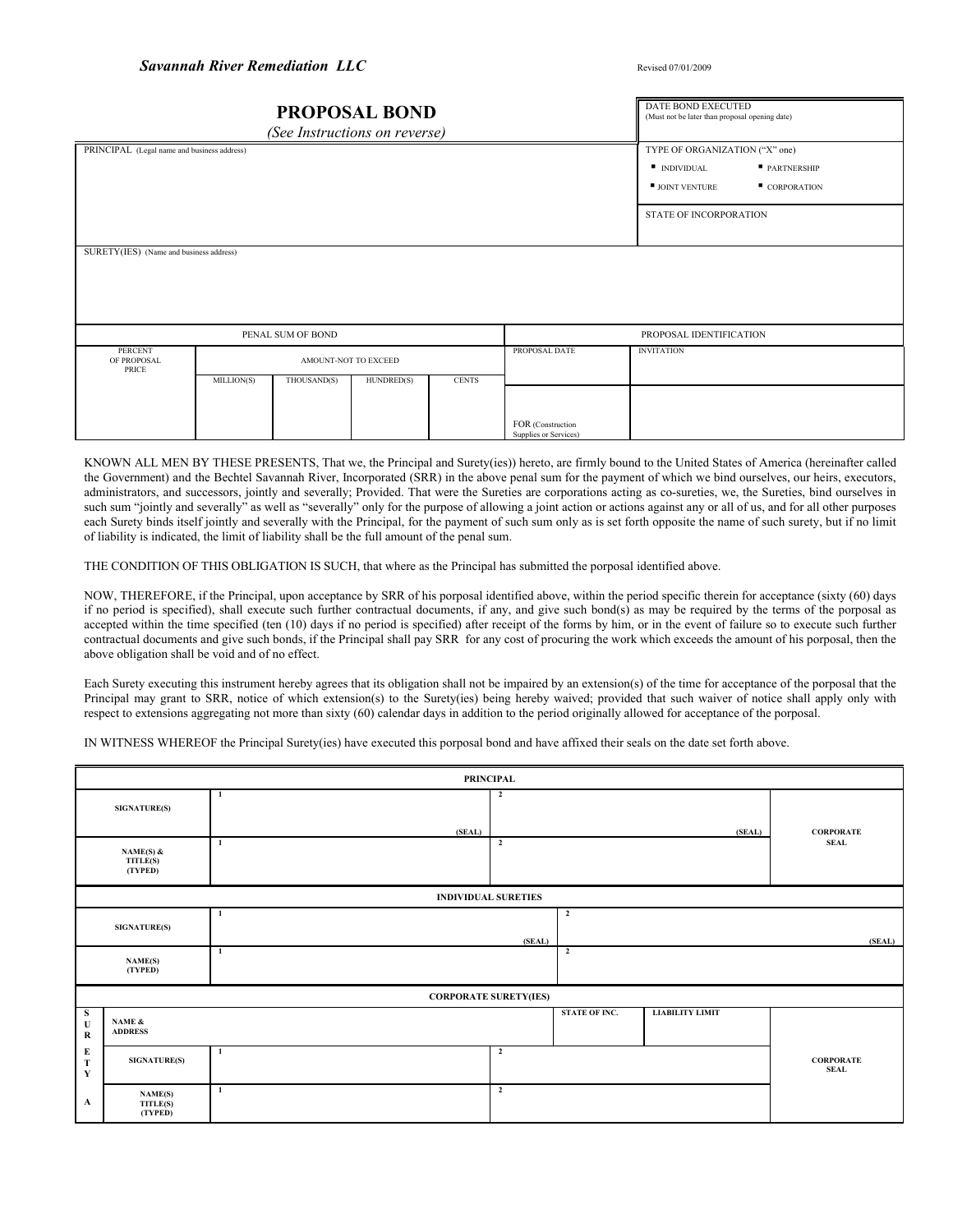**Savannah River Remediation LLC**

Revised 07/01/2009

# PROPOSAL BOND

*(See Instructions on reverse)*

| | |
|---|---|
| PRINCIPAL (Legal name and business address) | DATE BOND EXECUTED (Must not be later than proposal opening date) |
| | TYPE OF ORGANIZATION ("X" one)<br>▪ INDIVIDUAL ▪ PARTNERSHIP<br>▪ JOINT VENTURE ▪ CORPORATION |
| | STATE OF INCORPORATION |
| SURETY(IES) (Name and business address) | |

| PENAL SUM OF BOND | | | | | PROPOSAL IDENTIFICATION | |
|---|---|---|---|---|---|---|
| PERCENT OF PROPOSAL PRICE | AMOUNT-NOT TO EXCEED | | | | PROPOSAL DATE | INVITATION |
| | MILLION(S) | THOUSAND(S) | HUNDRED(S) | CENTS | | |
| | | | | | FOR (Construction Supplies or Services) | |

KNOWN ALL MEN BY THESE PRESENTS, That we, the Principal and Surety(ies)) hereto, are firmly bound to the United States of America (hereinafter called the Government) and the Bechtel Savannah River, Incorporated (SRR) in the above penal sum for the payment of which we bind ourselves, our heirs, executors, administrators, and successors, jointly and severally; Provided. That were the Sureties are corporations acting as co-sureties, we, the Sureties, bind ourselves in such sum "jointly and severally" as well as "severally" only for the purpose of allowing a joint action or actions against any or all of us, and for all other purposes each Surety binds itself jointly and severally with the Principal, for the payment of such sum only as is set forth opposite the name of such surety, but if no limit of liability is indicated, the limit of liability shall be the full amount of the penal sum.

THE CONDITION OF THIS OBLIGATION IS SUCH, that where as the Principal has submitted the porposal identified above.

NOW, THEREFORE, if the Principal, upon acceptance by SRR of his porposal identified above, within the period specific therein for acceptance (sixty (60) days if no period is specified), shall execute such further contractual documents, if any, and give such bond(s) as may be required by the terms of the porposal as accepted within the time specified (ten (10) days if no period is specified) after receipt of the forms by him, or in the event of failure so to execute such further contractual documents and give such bonds, if the Principal shall pay SRR for any cost of procuring the work which exceeds the amount of his porposal, then the above obligation shall be void and of no effect.

Each Surety executing this instrument hereby agrees that its obligation shall not be impaired by an extension(s) of the time for acceptance of the porposal that the Principal may grant to SRR, notice of which extension(s) to the Surety(ies) being hereby waived; provided that such waiver of notice shall apply only with respect to extensions aggregating not more than sixty (60) calendar days in addition to the period originally allowed for acceptance of the porposal.

IN WITNESS WHEREOF the Principal Surety(ies) have executed this porposal bond and have affixed their seals on the date set forth above.

| PRINCIPAL | | | |
|---|---|---|---|
| SIGNATURE(S) | 1 (SEAL) | 2 (SEAL) | CORPORATE SEAL |
| NAME(S) & TITLE(S) (TYPED) | 1 | 2 | |

| INDIVIDUAL SURETIES | | |
|---|---|---|
| SIGNATURE(S) | 1 (SEAL) | 2 (SEAL) |
| NAME(S) (TYPED) | 1 | 2 |

| CORPORATE SURETY(IES) | | | | | | |
|---|---|---|---|---|---|---|
| SURETY A | NAME & ADDRESS | | STATE OF INC. | LIABILITY LIMIT | | CORPORATE SEAL |
| | SIGNATURE(S) | 1 | 2 | | | |
| | NAME(S) TITLE(S) (TYPED) | 1 | 2 | | | |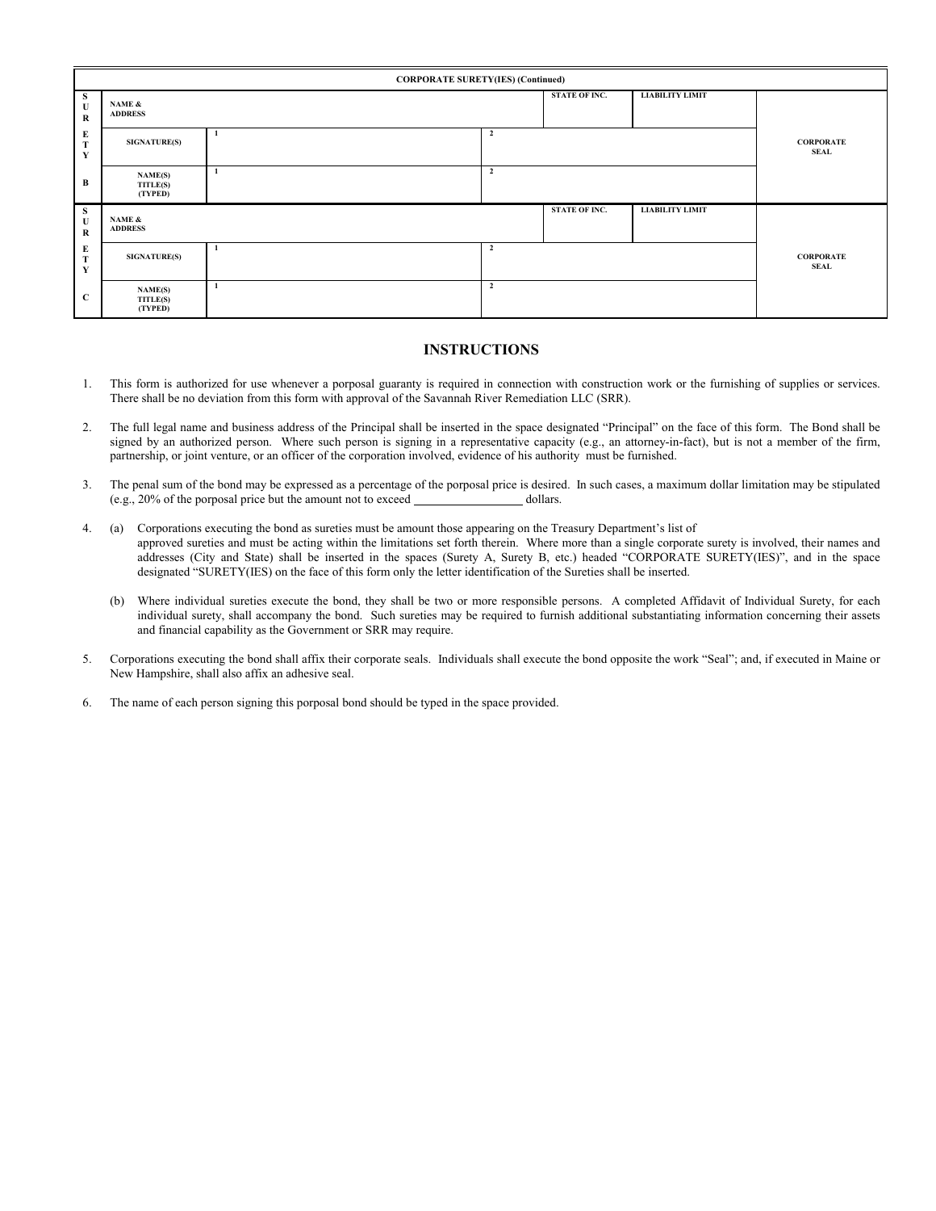| CORPORATE SURETY(IES) (Continued) | | | | | | |
|---|---|---|---|---|---|---|
| SURETY B | NAME & ADDRESS | | | STATE OF INC. | LIABILITY LIMIT | CORPORATE SEAL |
| | SIGNATURE(S) | 1 | 2 | | | |
| | NAME(S) TITLE(S) (TYPED) | 1 | 2 | | | |
| SURETY C | NAME & ADDRESS | | | STATE OF INC. | LIABILITY LIMIT | CORPORATE SEAL |
| | SIGNATURE(S) | 1 | 2 | | | |
| | NAME(S) TITLE(S) (TYPED) | 1 | 2 | | | |

## INSTRUCTIONS

1. This form is authorized for use whenever a porposal guaranty is required in connection with construction work or the furnishing of supplies or services. There shall be no deviation from this form with approval of the Savannah River Remediation LLC (SRR).

2. The full legal name and business address of the Principal shall be inserted in the space designated "Principal" on the face of this form. The Bond shall be signed by an authorized person. Where such person is signing in a representative capacity (e.g., an attorney-in-fact), but is not a member of the firm, partnership, or joint venture, or an officer of the corporation involved, evidence of his authority must be furnished.

3. The penal sum of the bond may be expressed as a percentage of the porposal price is desired. In such cases, a maximum dollar limitation may be stipulated (e.g., 20% of the porposal price but the amount not to exceed __________________ dollars.

4. (a) Corporations executing the bond as sureties must be amount those appearing on the Treasury Department's list of approved sureties and must be acting within the limitations set forth therein. Where more than a single corporate surety is involved, their names and addresses (City and State) shall be inserted in the spaces (Surety A, Surety B, etc.) headed "CORPORATE SURETY(IES)", and in the space designated "SURETY(IES) on the face of this form only the letter identification of the Sureties shall be inserted.

   (b) Where individual sureties execute the bond, they shall be two or more responsible persons. A completed Affidavit of Individual Surety, for each individual surety, shall accompany the bond. Such sureties may be required to furnish additional substantiating information concerning their assets and financial capability as the Government or SRR may require.

5. Corporations executing the bond shall affix their corporate seals. Individuals shall execute the bond opposite the work "Seal"; and, if executed in Maine or New Hampshire, shall also affix an adhesive seal.

6. The name of each person signing this porposal bond should be typed in the space provided.